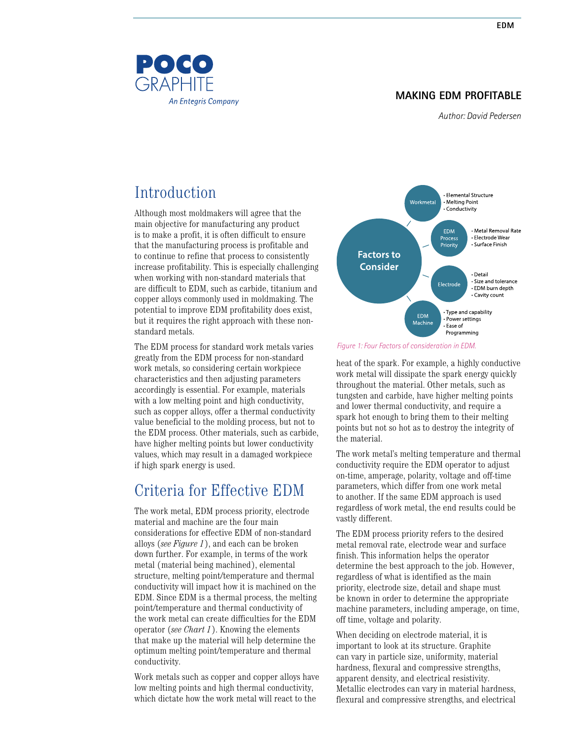**MAKING EDM PROFITABLE**

*Author: David Pedersen*

## Introduction

Although most moldmakers will agree that the main objective for manufacturing any product is to make a profit, it is often difficult to ensure that the manufacturing process is profitable and to continue to refine that process to consistently increase profitability. This is especially challenging when working with non-standard materials that are difficult to EDM, such as carbide, titanium and copper alloys commonly used in moldmaking. The potential to improve EDM profitability does exist, but it requires the right approach with these non-standard metals.

The EDM process for standard work metals varies greatly from the EDM process for non-standard work metals, so considering certain workpiece characteristics and then adjusting parameters accordingly is essential. For example, materials with a low melting point and high conductivity, such as copper alloys, offer a thermal conductivity value beneficial to the molding process, but not to the EDM process. Other materials, such as carbide, have higher melting points but lower conductivity values, which may result in a damaged workpiece if high spark energy is used.

## Criteria for Effective EDM

The work metal, EDM process priority, electrode material and machine are the four main considerations for effective EDM of non-standard alloys (*see Figure 1*), and each can be broken down further. For example, in terms of the work metal (material being machined), elemental structure, melting point/temperature and thermal conductivity will impact how it is machined on the EDM. Since EDM is a thermal process, the melting point/temperature and thermal conductivity of the work metal can create difficulties for the EDM operator (*see Chart 1*). Knowing the elements that make up the material will help determine the optimum melting point/temperature and thermal conductivity.

Work metals such as copper and copper alloys have low melting points and high thermal conductivity, which dictate how the work metal will react to the heat of the spark. For example, a highly conductive work metal will dissipate the spark energy quickly throughout the material. Other metals, such as tungsten and carbide, have higher melting points and lower thermal conductivity, and require a spark hot enough to bring them to their melting points but not so hot as to destroy the integrity of the material.

**Factors to Consider**

- **Workmetal**
  - Elemental Structure
  - Melting Point
  - Conductivity
- **EDM Process Priority**
  - Metal Removal Rate
  - Electrode Wear
  - Surface Finish
- **Electrode**
  - Detail
  - Size and tolerance
  - EDM burn depth
  - Cavity count
- **EDM Machine**
  - Type and capability
  - Power settings
  - Ease of Programming

*Figure 1: Four Factors of consideration in EDM.*

The work metal's melting temperature and thermal conductivity require the EDM operator to adjust on-time, amperage, polarity, voltage and off-time parameters, which differ from one work metal to another. If the same EDM approach is used regardless of work metal, the end results could be vastly different.

The EDM process priority refers to the desired metal removal rate, electrode wear and surface finish. This information helps the operator determine the best approach to the job. However, regardless of what is identified as the main priority, electrode size, detail and shape must be known in order to determine the appropriate machine parameters, including amperage, on time, off time, voltage and polarity.

When deciding on electrode material, it is important to look at its structure. Graphite can vary in particle size, uniformity, material hardness, flexural and compressive strengths, apparent density, and electrical resistivity. Metallic electrodes can vary in material hardness, flexural and compressive strengths, and electrical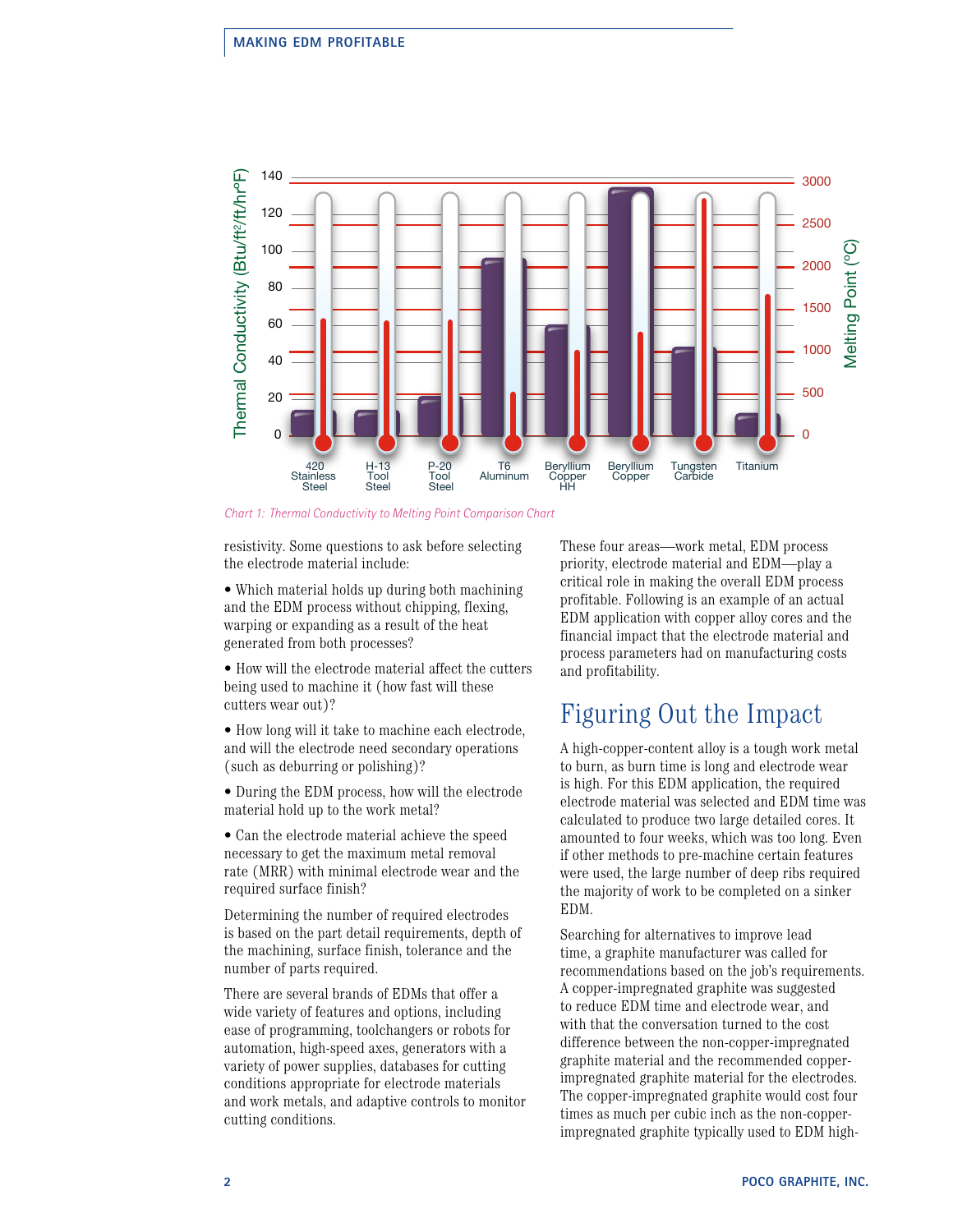Chart 1: Thermal Conductivity to Melting Point Comparison Chart

resistivity. Some questions to ask before selecting the electrode material include:

- Which material holds up during both machining and the EDM process without chipping, flexing, warping or expanding as a result of the heat generated from both processes?
- How will the electrode material affect the cutters being used to machine it (how fast will these cutters wear out)?
- How long will it take to machine each electrode, and will the electrode need secondary operations (such as deburring or polishing)?
- During the EDM process, how will the electrode material hold up to the work metal?
- Can the electrode material achieve the speed necessary to get the maximum metal removal rate (MRR) with minimal electrode wear and the required surface finish?

Determining the number of required electrodes is based on the part detail requirements, depth of the machining, surface finish, tolerance and the number of parts required.

There are several brands of EDMs that offer a wide variety of features and options, including ease of programming, toolchangers or robots for automation, high-speed axes, generators with a variety of power supplies, databases for cutting conditions appropriate for electrode materials and work metals, and adaptive controls to monitor cutting conditions.

These four areas—work metal, EDM process priority, electrode material and EDM—play a critical role in making the overall EDM process profitable. Following is an example of an actual EDM application with copper alloy cores and the financial impact that the electrode material and process parameters had on manufacturing costs and profitability.

## Figuring Out the Impact

A high-copper-content alloy is a tough work metal to burn, as burn time is long and electrode wear is high. For this EDM application, the required electrode material was selected and EDM time was calculated to produce two large detailed cores. It amounted to four weeks, which was too long. Even if other methods to pre-machine certain features were used, the large number of deep ribs required the majority of work to be completed on a sinker EDM.

Searching for alternatives to improve lead time, a graphite manufacturer was called for recommendations based on the job's requirements. A copper-impregnated graphite was suggested to reduce EDM time and electrode wear, and with that the conversation turned to the cost difference between the non-copper-impregnated graphite material and the recommended copper-impregnated graphite material for the electrodes. The copper-impregnated graphite would cost four times as much per cubic inch as the non-copper-impregnated graphite typically used to EDM high-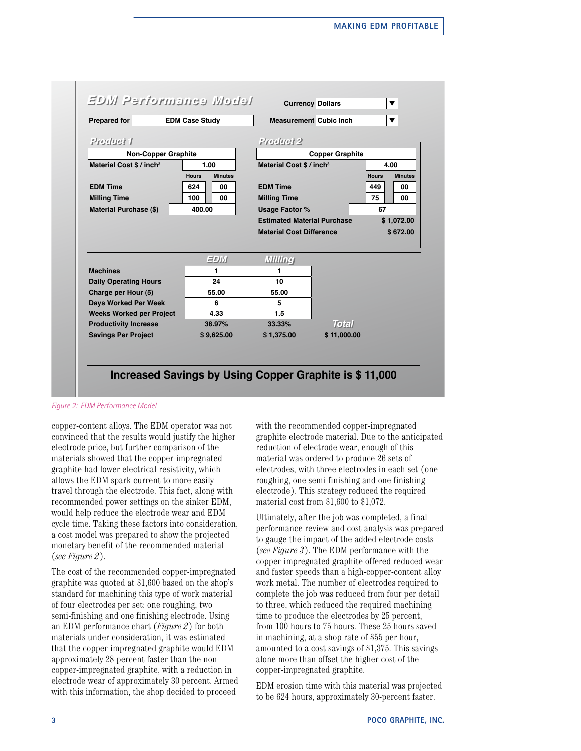## EDM Performance Model

| | |
|---|---|
| Prepared for | EDM Case Study |
| Currency | Dollars |
| Measurement | Cubic Inch |

**Product 1**

| Non-Copper Graphite | | |
|---|---|---|
| Material Cost $ / inch³ | 1.00 | |
| | Hours | Minutes |
| EDM Time | 624 | 00 |
| Milling Time | 100 | 00 |
| Material Purchase ($) | 400.00 | |

**Product 2**

| Copper Graphite | | |
|---|---|---|
| Material Cost $ / inch³ | 4.00 | |
| | Hours | Minutes |
| EDM Time | 449 | 00 |
| Milling Time | 75 | 00 |
| Usage Factor % | 67 | |
| Estimated Material Purchase | $ 1,072.00 | |
| Material Cost Difference | $ 672.00 | |

| | EDM | Milling | Total |
|---|---|---|---|
| Machines | 1 | 1 | |
| Daily Operating Hours | 24 | 10 | |
| Charge per Hour (5) | 55.00 | 55.00 | |
| Days Worked Per Week | 6 | 5 | |
| Weeks Worked per Project | 4.33 | 1.5 | |
| Productivity Increase | 38.97% | 33.33% | |
| Savings Per Project | $ 9,625.00 | $ 1,375.00 | $ 11,000.00 |

**Increased Savings by Using Copper Graphite is $ 11,000**

*Figure 2: EDM Performance Model*

copper-content alloys. The EDM operator was not convinced that the results would justify the higher electrode price, but further comparison of the materials showed that the copper-impregnated graphite had lower electrical resistivity, which allows the EDM spark current to more easily travel through the electrode. This fact, along with recommended power settings on the sinker EDM, would help reduce the electrode wear and EDM cycle time. Taking these factors into consideration, a cost model was prepared to show the projected monetary benefit of the recommended material (*see Figure 2*).

The cost of the recommended copper-impregnated graphite was quoted at $1,600 based on the shop's standard for machining this type of work material of four electrodes per set: one roughing, two semi-finishing and one finishing electrode. Using an EDM performance chart (*Figure 2*) for both materials under consideration, it was estimated that the copper-impregnated graphite would EDM approximately 28-percent faster than the non-copper-impregnated graphite, with a reduction in electrode wear of approximately 30 percent. Armed with this information, the shop decided to proceed with the recommended copper-impregnated graphite electrode material. Due to the anticipated reduction of electrode wear, enough of this material was ordered to produce 26 sets of electrodes, with three electrodes in each set (one roughing, one semi-finishing and one finishing electrode). This strategy reduced the required material cost from $1,600 to $1,072.

Ultimately, after the job was completed, a final performance review and cost analysis was prepared to gauge the impact of the added electrode costs (*see Figure 3*). The EDM performance with the copper-impregnated graphite offered reduced wear and faster speeds than a high-copper-content alloy work metal. The number of electrodes required to complete the job was reduced from four per detail to three, which reduced the required machining time to produce the electrodes by 25 percent, from 100 hours to 75 hours. These 25 hours saved in machining, at a shop rate of $55 per hour, amounted to a cost savings of $1,375. This savings alone more than offset the higher cost of the copper-impregnated graphite.

EDM erosion time with this material was projected to be 624 hours, approximately 30-percent faster.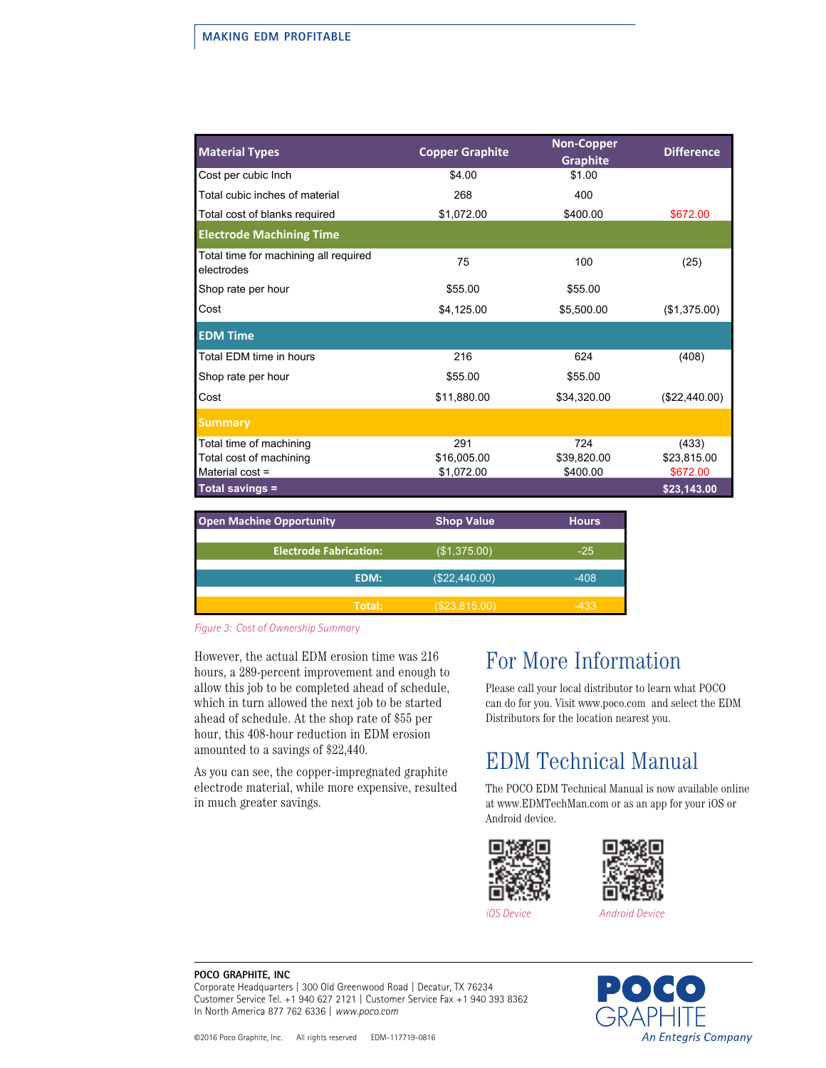| Material Types | Copper Graphite | Non-Copper Graphite | Difference |
|---|---|---|---|
| Cost per cubic Inch | $4.00 | $1.00 | |
| Total cubic inches of material | 268 | 400 | |
| Total cost of blanks required | $1,072.00 | $400.00 | $672.00 |
| **Electrode Machining Time** | | | |
| Total time for machining all required electrodes | 75 | 100 | (25) |
| Shop rate per hour | $55.00 | $55.00 | |
| Cost | $4,125.00 | $5,500.00 | ($1,375.00) |
| **EDM Time** | | | |
| Total EDM time in hours | 216 | 624 | (408) |
| Shop rate per hour | $55.00 | $55.00 | |
| Cost | $11,880.00 | $34,320.00 | ($22,440.00) |
| **Summary** | | | |
| Total time of machining | 291 | 724 | (433) |
| Total cost of machining | $16,005.00 | $39,820.00 | $23,815.00 |
| Material cost = | $1,072.00 | $400.00 | $672.00 |
| **Total savings =** | | | **$23,143.00** |

| Open Machine Opportunity | Shop Value | Hours |
|---|---|---|
| **Electrode Fabrication:** | ($1,375.00) | -25 |
| **EDM:** | ($22,440.00) | -408 |
| **Total:** | ($23,815.00) | -433 |

*Figure 3: Cost of Ownership Summary*

However, the actual EDM erosion time was 216 hours, a 289-percent improvement and enough to allow this job to be completed ahead of schedule, which in turn allowed the next job to be started ahead of schedule. At the shop rate of $55 per hour, this 408-hour reduction in EDM erosion amounted to a savings of $22,440.

As you can see, the copper-impregnated graphite electrode material, while more expensive, resulted in much greater savings.

## For More Information

Please call your local distributor to learn what POCO can do for you. Visit www.poco.com and select the EDM Distributors for the location nearest you.

## EDM Technical Manual

The POCO EDM Technical Manual is now available online at www.EDMTechMan.com or as an app for your iOS or Android device.

*iOS Device*

*Android Device*

**POCO GRAPHITE, INC**
Corporate Headquarters | 300 Old Greenwood Road | Decatur, TX 76234
Customer Service Tel. +1 940 627 2121 | Customer Service Fax +1 940 393 8362
In North America 877 762 6336 | *www.poco.com*

©2016 Poco Graphite, Inc. All rights reserved EDM-117719-0816

POCO GRAPHITE
*An Entegris Company*